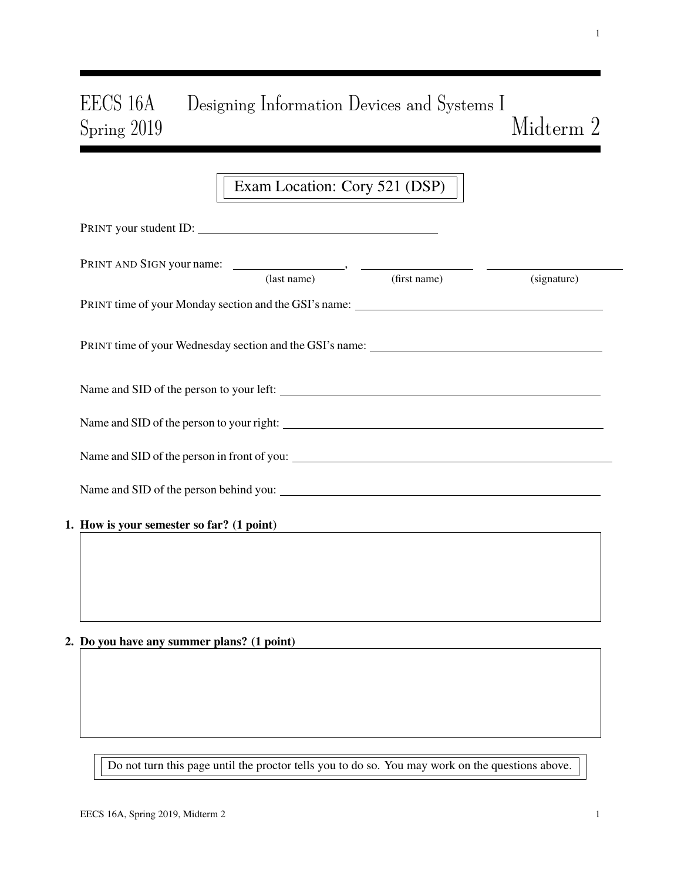# EECS 16A Designing Information Devices and Systems I
## Spring 2019 Midterm 2

Exam Location: Cory 521 (DSP)

PRINT your student ID: ____________________

PRINT AND SIGN your name: ____________________, ____________________ ____________________
(last name) (first name) (signature)

PRINT time of your Monday section and the GSI's name: ____________________

PRINT time of your Wednesday section and the GSI's name: ____________________

Name and SID of the person to your left: ____________________

Name and SID of the person to your right: ____________________

Name and SID of the person in front of you: ____________________

Name and SID of the person behind you: ____________________

**1. How is your semester so far? (1 point)**

**2. Do you have any summer plans? (1 point)**

Do not turn this page until the proctor tells you to do so. You may work on the questions above.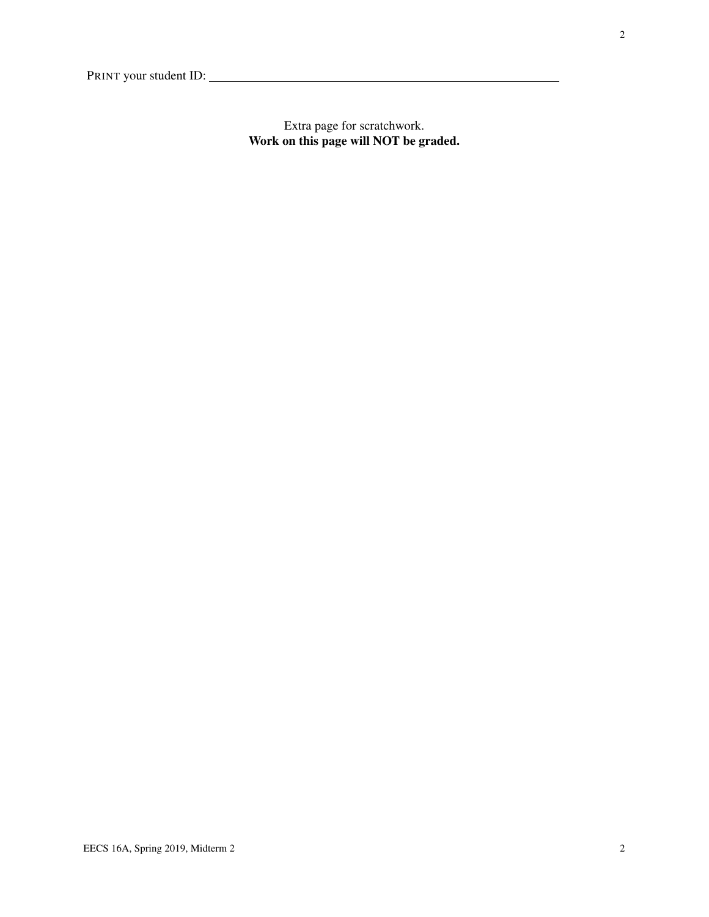PRINT your student ID: ________________________________

Extra page for scratchwork.
**Work on this page will NOT be graded.**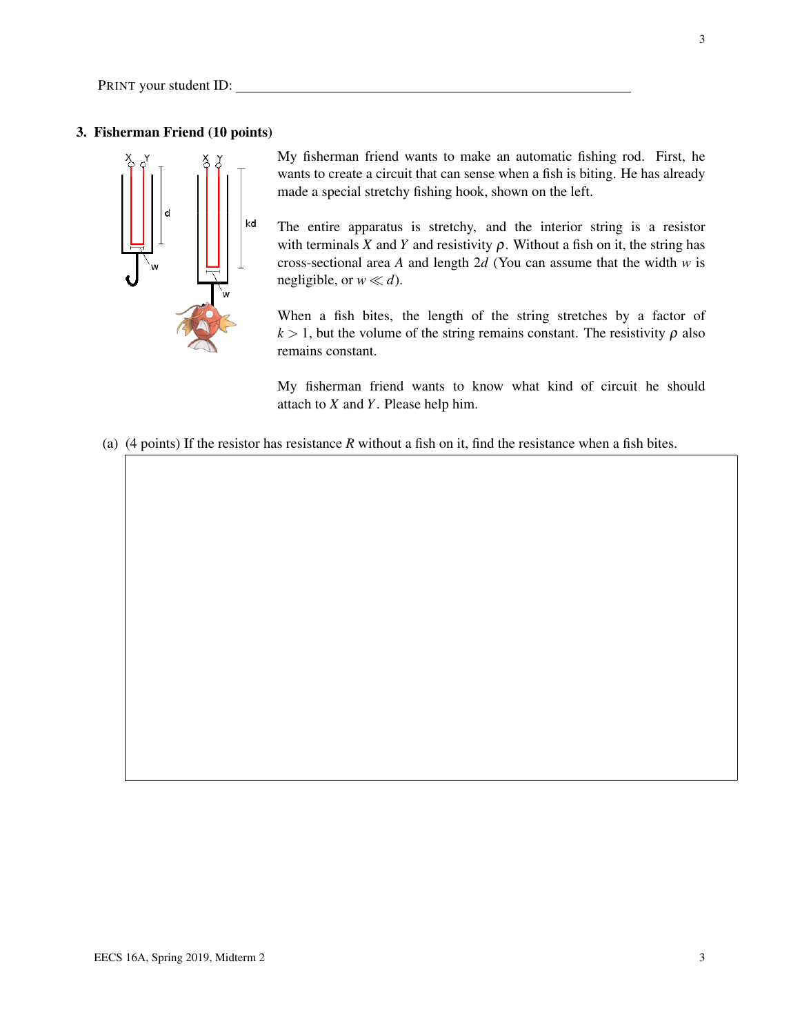PRINT your student ID: ______________________________

## 3. Fisherman Friend (10 points)

My fisherman friend wants to make an automatic fishing rod. First, he wants to create a circuit that can sense when a fish is biting. He has already made a special stretchy fishing hook, shown on the left.

The entire apparatus is stretchy, and the interior string is a resistor with terminals $X$ and $Y$ and resistivity $\rho$. Without a fish on it, the string has cross-sectional area $A$ and length $2d$ (You can assume that the width $w$ is negligible, or $w \ll d$).

When a fish bites, the length of the string stretches by a factor of $k > 1$, but the volume of the string remains constant. The resistivity $\rho$ also remains constant.

My fisherman friend wants to know what kind of circuit he should attach to $X$ and $Y$. Please help him.

(a) (4 points) If the resistor has resistance $R$ without a fish on it, find the resistance when a fish bites.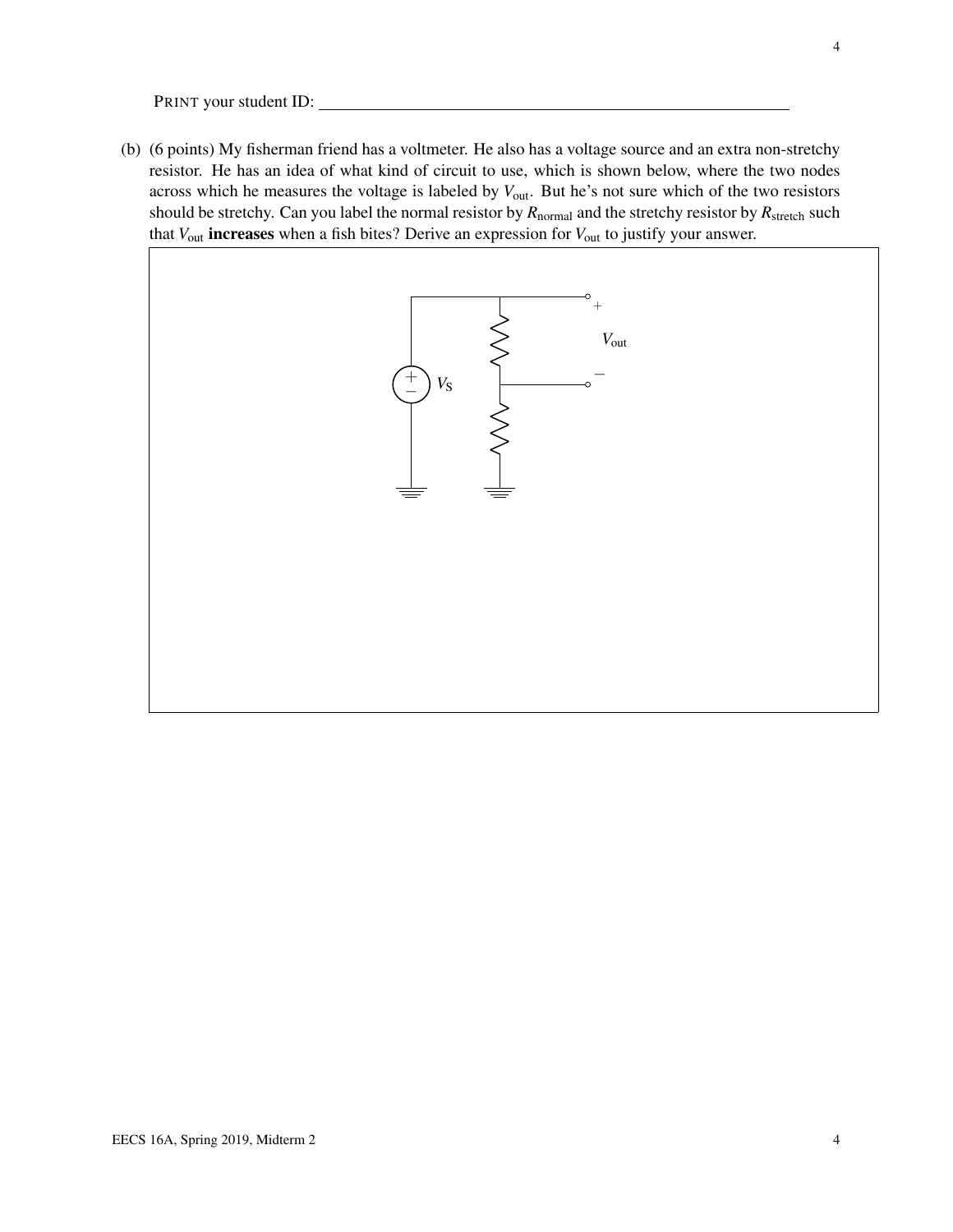PRINT your student ID: ____________________

(b) (6 points) My fisherman friend has a voltmeter. He also has a voltage source and an extra non-stretchy resistor. He has an idea of what kind of circuit to use, which is shown below, where the two nodes across which he measures the voltage is labeled by $V_{\text{out}}$. But he's not sure which of the two resistors should be stretchy. Can you label the normal resistor by $R_{\text{normal}}$ and the stretchy resistor by $R_{\text{stretch}}$ such that $V_{\text{out}}$ **increases** when a fish bites? Derive an expression for $V_{\text{out}}$ to justify your answer.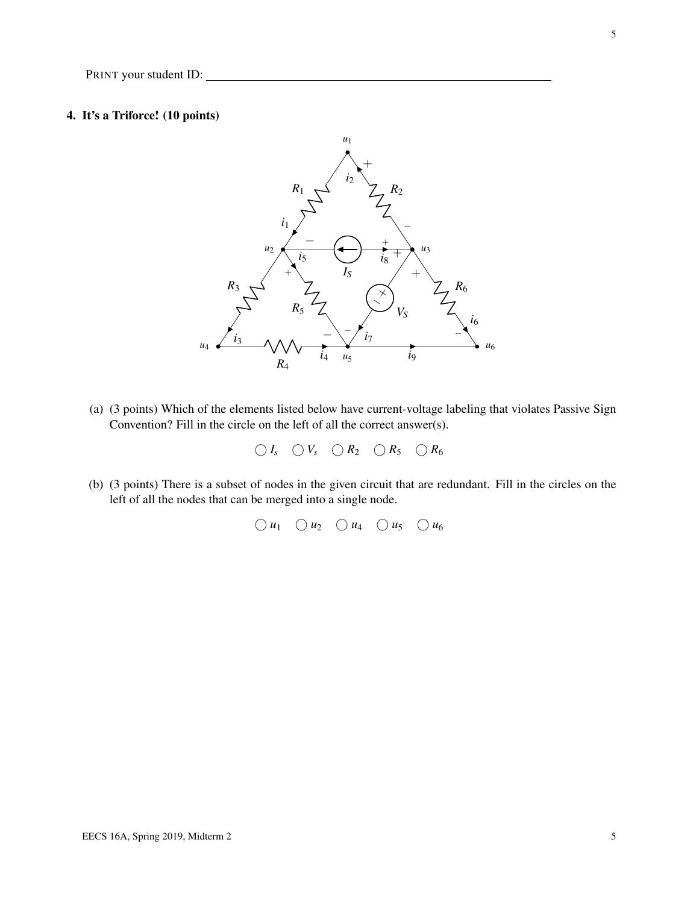PRINT your student ID: ________________________________

## 4. It's a Triforce! (10 points)

(a) (3 points) Which of the elements listed below have current-voltage labeling that violates Passive Sign Convention? Fill in the circle on the left of all the correct answer(s).

◯ $I_s$ ◯ $V_s$ ◯ $R_2$ ◯ $R_5$ ◯ $R_6$

(b) (3 points) There is a subset of nodes in the given circuit that are redundant. Fill in the circles on the left of all the nodes that can be merged into a single node.

◯ $u_1$ ◯ $u_2$ ◯ $u_4$ ◯ $u_5$ ◯ $u_6$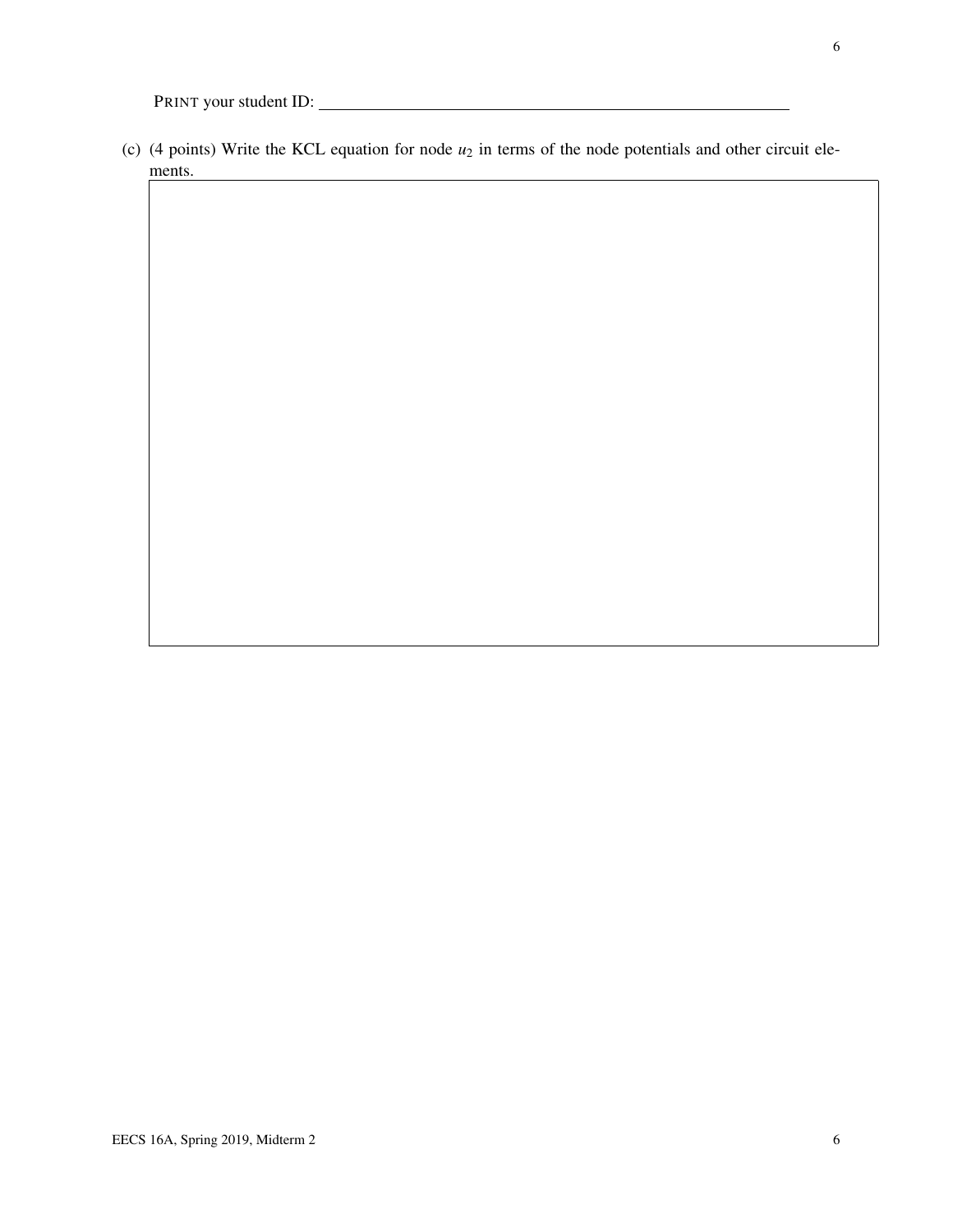PRINT your student ID: ____________________

(c) (4 points) Write the KCL equation for node $u_2$ in terms of the node potentials and other circuit elements.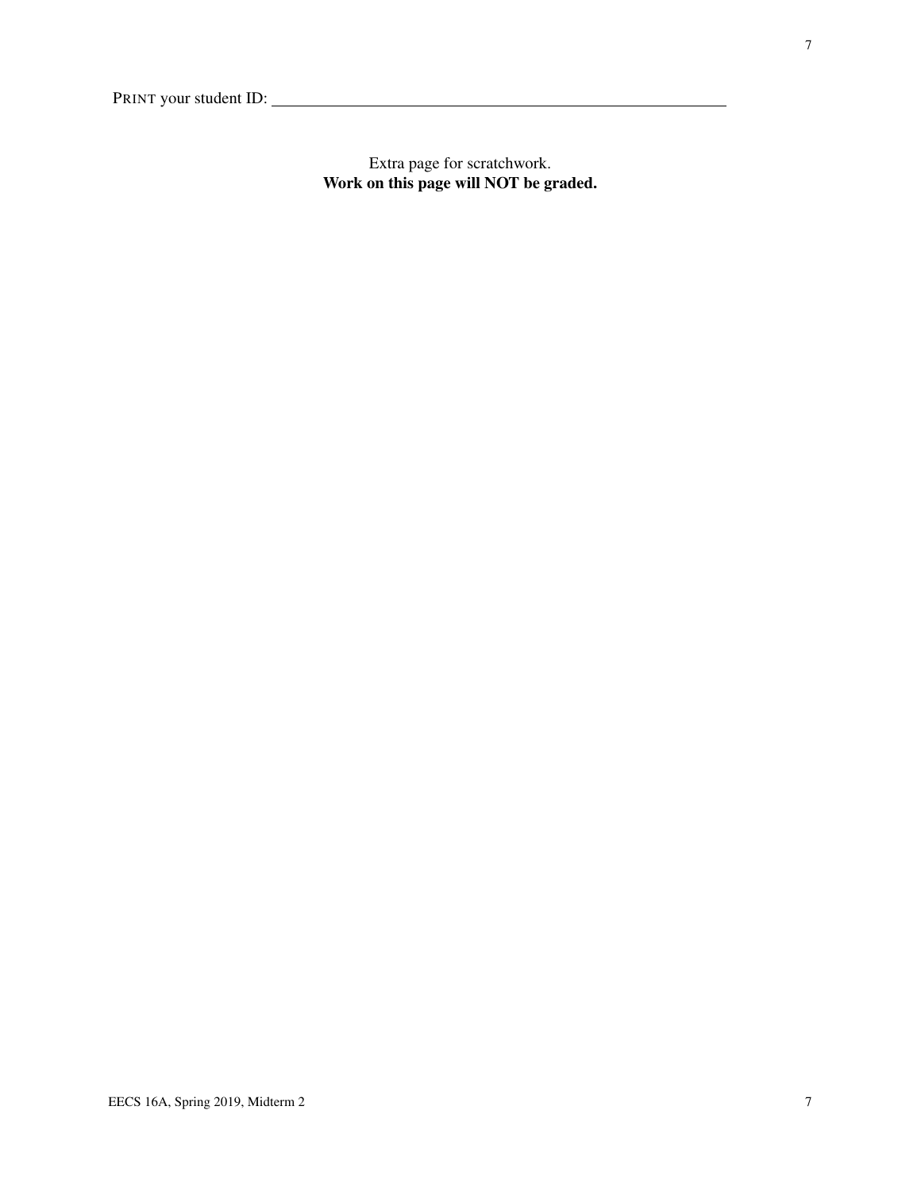PRINT your student ID: ____________________

Extra page for scratchwork.
**Work on this page will NOT be graded.**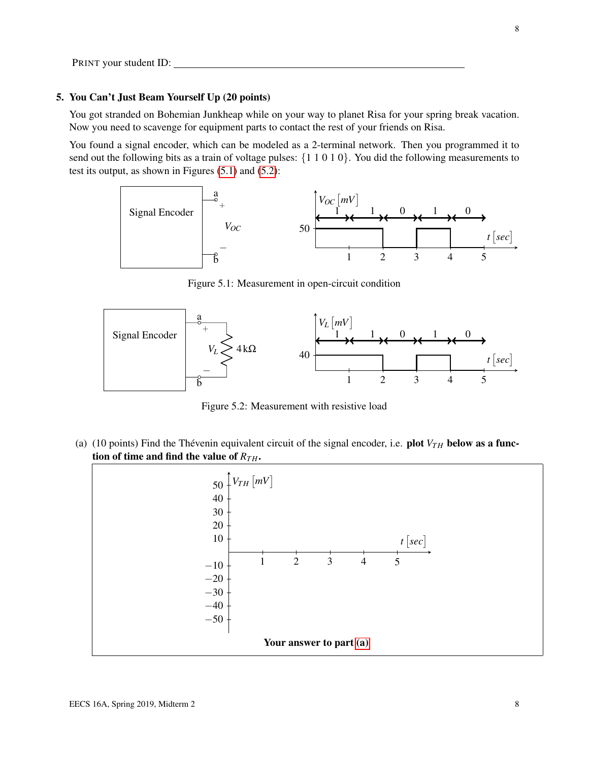PRINT your student ID: ________________________________

**5. You Can't Just Beam Yourself Up (20 points)**

You got stranded on Bohemian Junkheap while on your way to planet Risa for your spring break vacation. Now you need to scavenge for equipment parts to contact the rest of your friends on Risa.

You found a signal encoder, which can be modeled as a 2-terminal network. Then you programmed it to send out the following bits as a train of voltage pulses: $\{1\ 1\ 0\ 1\ 0\}$. You did the following measurements to test its output, as shown in Figures (5.1) and (5.2):

Figure 5.1: Measurement in open-circuit condition

Figure 5.2: Measurement with resistive load

(a) (10 points) Find the Thévenin equivalent circuit of the signal encoder, i.e. **plot $V_{TH}$ below as a function of time and find the value of $R_{TH}$.**

**Your answer to part (a)**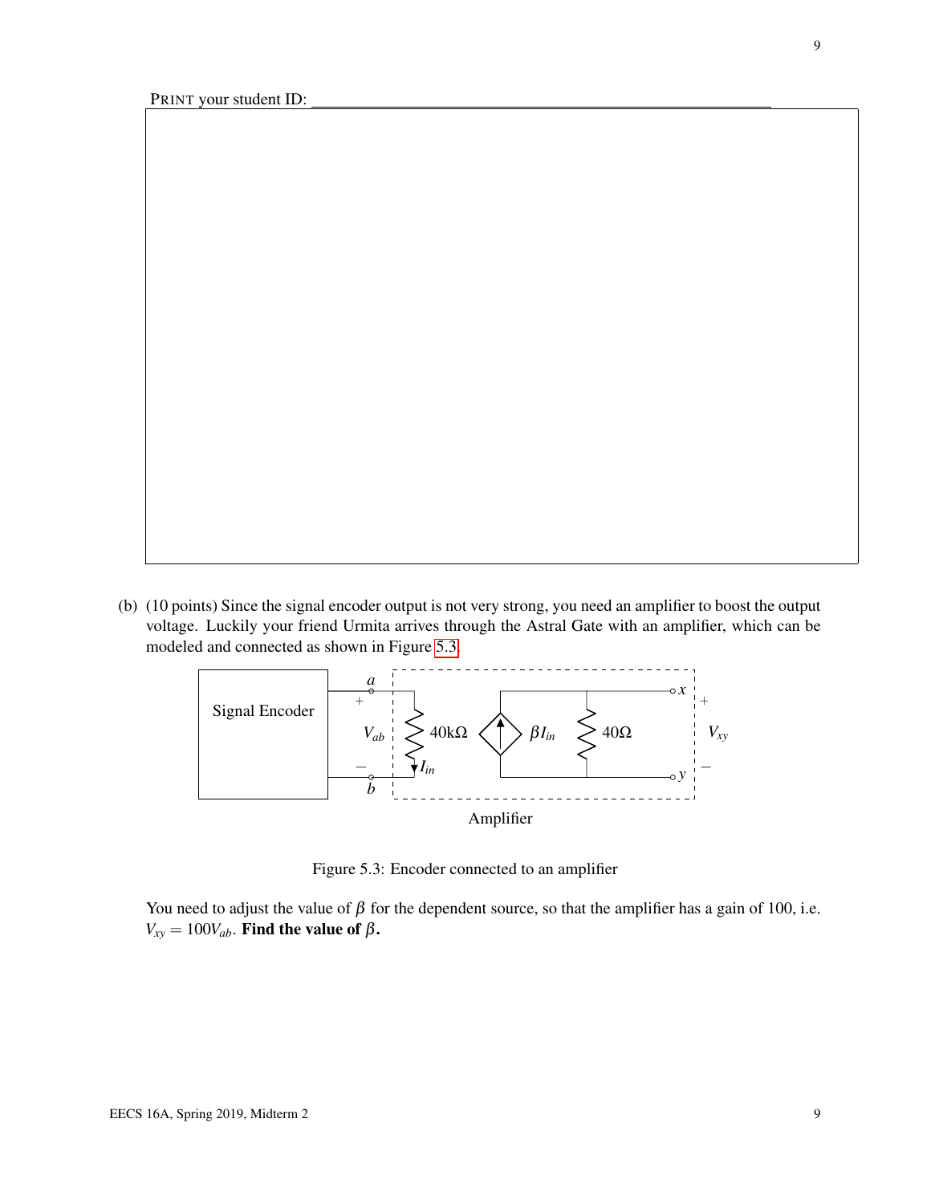PRINT your student ID: ______________________________

(b) (10 points) Since the signal encoder output is not very strong, you need an amplifier to boost the output voltage. Luckily your friend Urmita arrives through the Astral Gate with an amplifier, which can be modeled and connected as shown in Figure 5.3.

Figure 5.3: Encoder connected to an amplifier

You need to adjust the value of $\beta$ for the dependent source, so that the amplifier has a gain of 100, i.e. $V_{xy} = 100V_{ab}$. **Find the value of $\beta$.**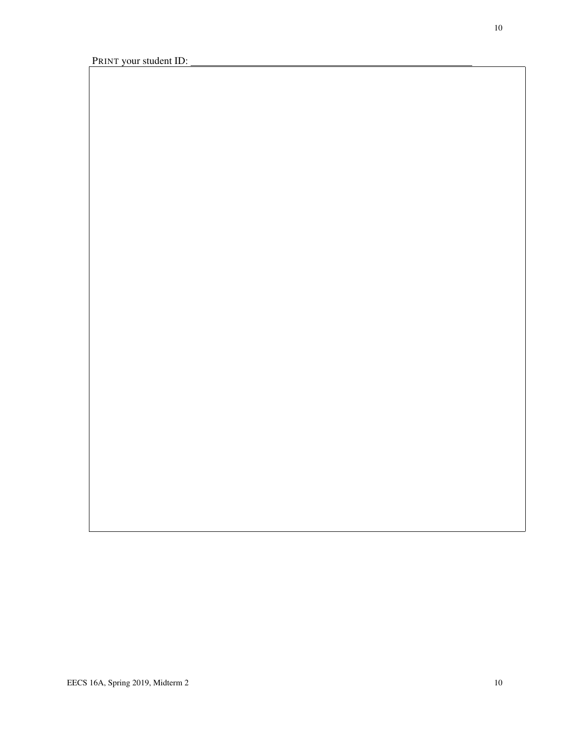PRINT your student ID: \_\_\_\_\_\_\_\_\_\_\_\_\_\_\_\_\_\_\_\_\_\_\_\_\_\_\_\_\_\_\_\_\_\_\_\_\_\_\_\_\_\_\_\_\_\_\_\_\_\_\_\_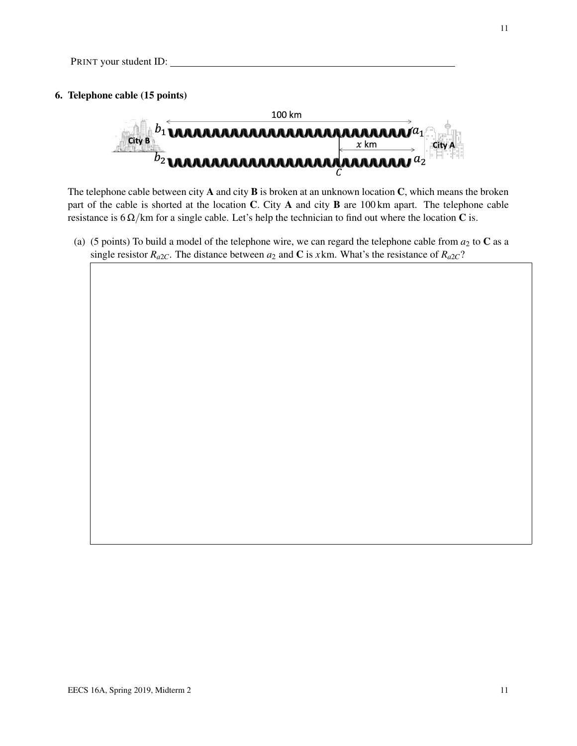PRINT your student ID: ____________________

**6. Telephone cable (15 points)**

The telephone cable between city **A** and city **B** is broken at an unknown location **C**, which means the broken part of the cable is shorted at the location **C**. City **A** and city **B** are 100 km apart. The telephone cable resistance is $6\,\Omega/\text{km}$ for a single cable. Let's help the technician to find out where the location **C** is.

(a) (5 points) To build a model of the telephone wire, we can regard the telephone cable from $a_2$ to **C** as a single resistor $R_{a2C}$. The distance between $a_2$ and **C** is $x$ km. What's the resistance of $R_{a2C}$?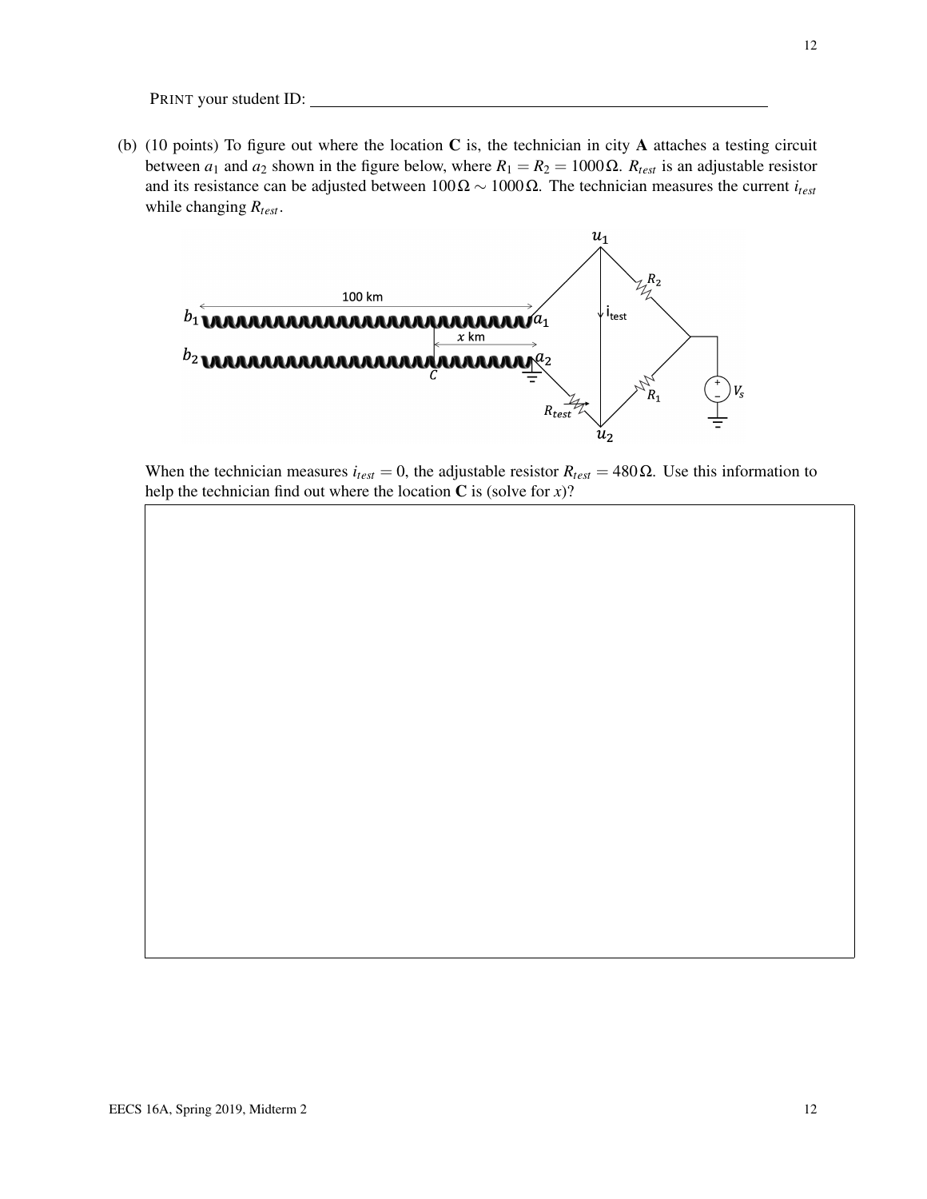PRINT your student ID: ____________________

(b) (10 points) To figure out where the location **C** is, the technician in city **A** attaches a testing circuit between $a_1$ and $a_2$ shown in the figure below, where $R_1 = R_2 = 1000\,\Omega$. $R_{test}$ is an adjustable resistor and its resistance can be adjusted between $100\,\Omega \sim 1000\,\Omega$. The technician measures the current $i_{test}$ while changing $R_{test}$.

When the technician measures $i_{test} = 0$, the adjustable resistor $R_{test} = 480\,\Omega$. Use this information to help the technician find out where the location **C** is (solve for $x$)?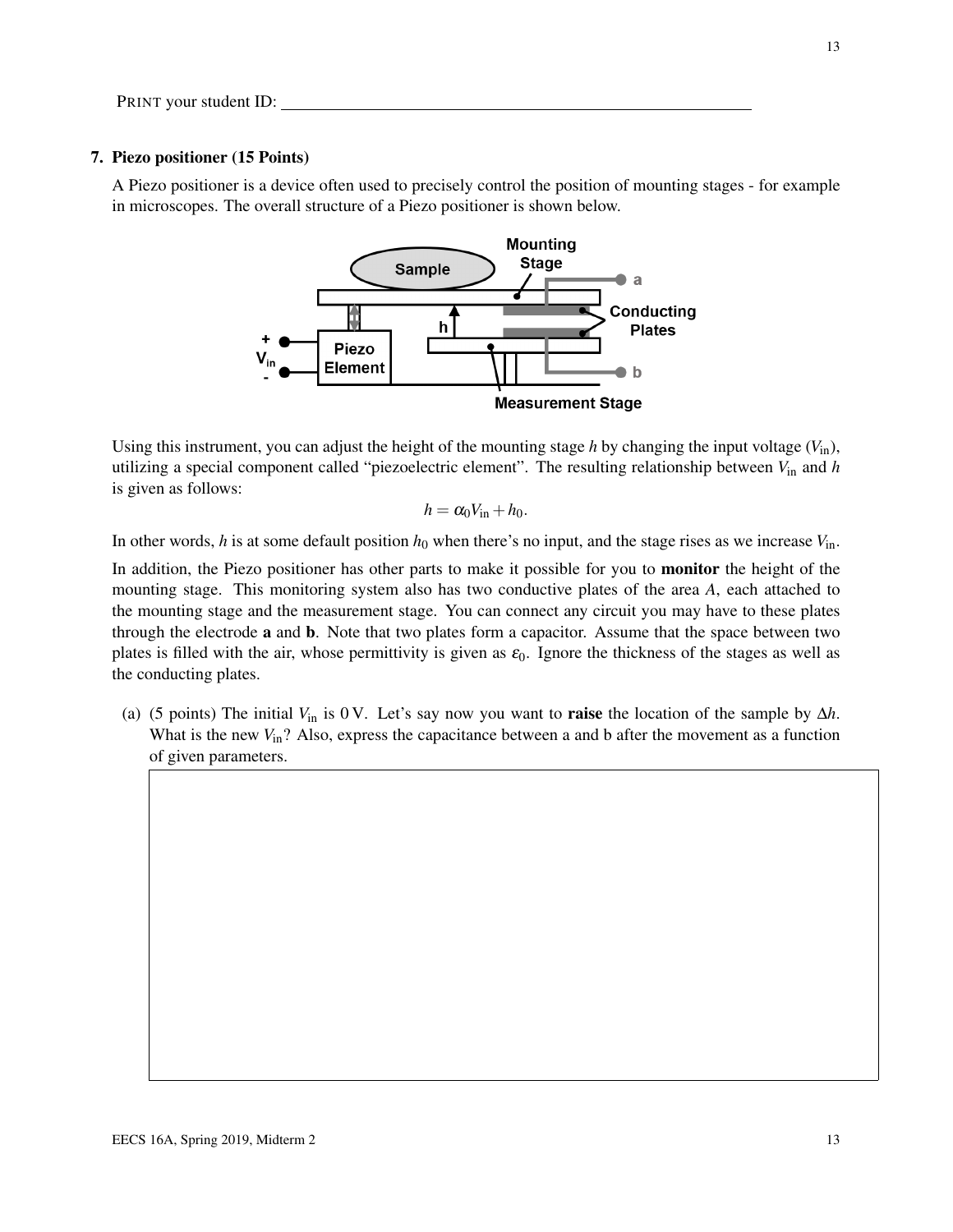PRINT your student ID: ____________________________________________

### 7. Piezo positioner (15 Points)

A Piezo positioner is a device often used to precisely control the position of mounting stages - for example in microscopes. The overall structure of a Piezo positioner is shown below.

Using this instrument, you can adjust the height of the mounting stage $h$ by changing the input voltage ($V_{in}$), utilizing a special component called "piezoelectric element". The resulting relationship between $V_{in}$ and $h$ is given as follows:

$$h = \alpha_0 V_{in} + h_0.$$

In other words, $h$ is at some default position $h_0$ when there's no input, and the stage rises as we increase $V_{in}$.

In addition, the Piezo positioner has other parts to make it possible for you to **monitor** the height of the mounting stage. This monitoring system also has two conductive plates of the area $A$, each attached to the mounting stage and the measurement stage. You can connect any circuit you may have to these plates through the electrode **a** and **b**. Note that two plates form a capacitor. Assume that the space between two plates is filled with the air, whose permittivity is given as $\varepsilon_0$. Ignore the thickness of the stages as well as the conducting plates.

(a) (5 points) The initial $V_{in}$ is 0 V. Let's say now you want to **raise** the location of the sample by $\Delta h$. What is the new $V_{in}$? Also, express the capacitance between a and b after the movement as a function of given parameters.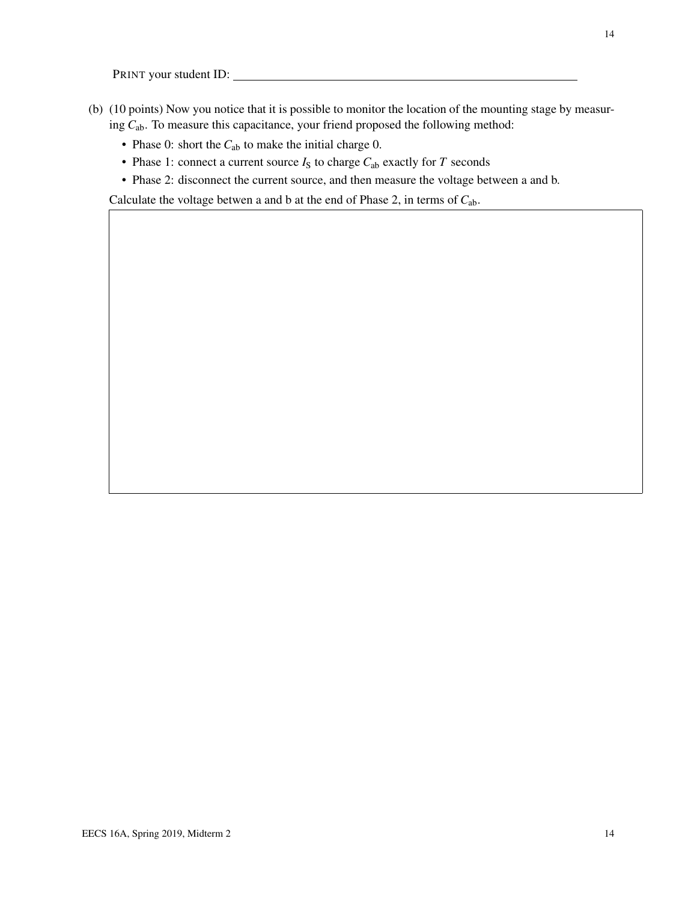PRINT your student ID: \_\_\_\_\_\_\_\_\_\_\_\_\_\_\_\_\_\_\_\_\_\_\_\_\_\_\_\_\_\_\_\_\_\_\_\_\_\_\_\_

(b) (10 points) Now you notice that it is possible to monitor the location of the mounting stage by measuring $C_{ab}$. To measure this capacitance, your friend proposed the following method:

- Phase 0: short the $C_{ab}$ to make the initial charge 0.
- Phase 1: connect a current source $I_S$ to charge $C_{ab}$ exactly for $T$ seconds
- Phase 2: disconnect the current source, and then measure the voltage between a and b.

Calculate the voltage betwen a and b at the end of Phase 2, in terms of $C_{ab}$.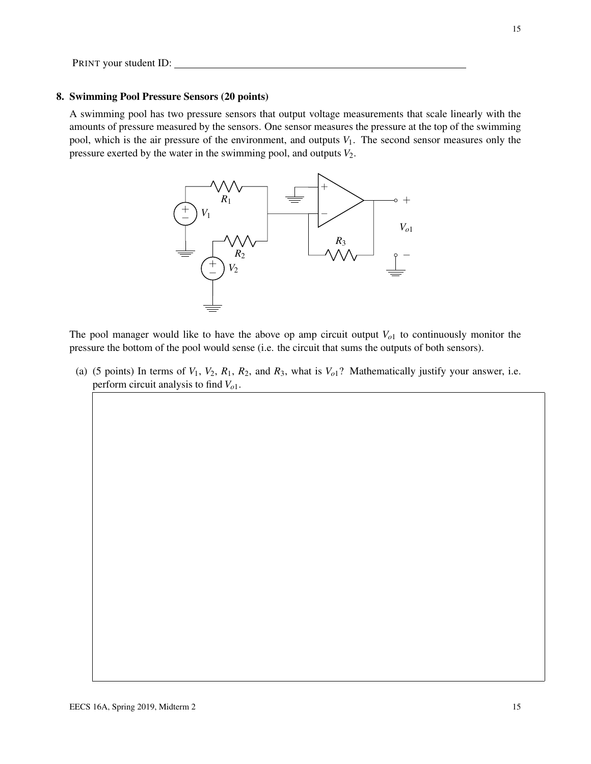PRINT your student ID: ____________________

## 8. Swimming Pool Pressure Sensors (20 points)

A swimming pool has two pressure sensors that output voltage measurements that scale linearly with the amounts of pressure measured by the sensors. One sensor measures the pressure at the top of the swimming pool, which is the air pressure of the environment, and outputs $V_1$. The second sensor measures only the pressure exerted by the water in the swimming pool, and outputs $V_2$.

The pool manager would like to have the above op amp circuit output $V_{o1}$ to continuously monitor the pressure the bottom of the pool would sense (i.e. the circuit that sums the outputs of both sensors).

(a) (5 points) In terms of $V_1$, $V_2$, $R_1$, $R_2$, and $R_3$, what is $V_{o1}$? Mathematically justify your answer, i.e. perform circuit analysis to find $V_{o1}$.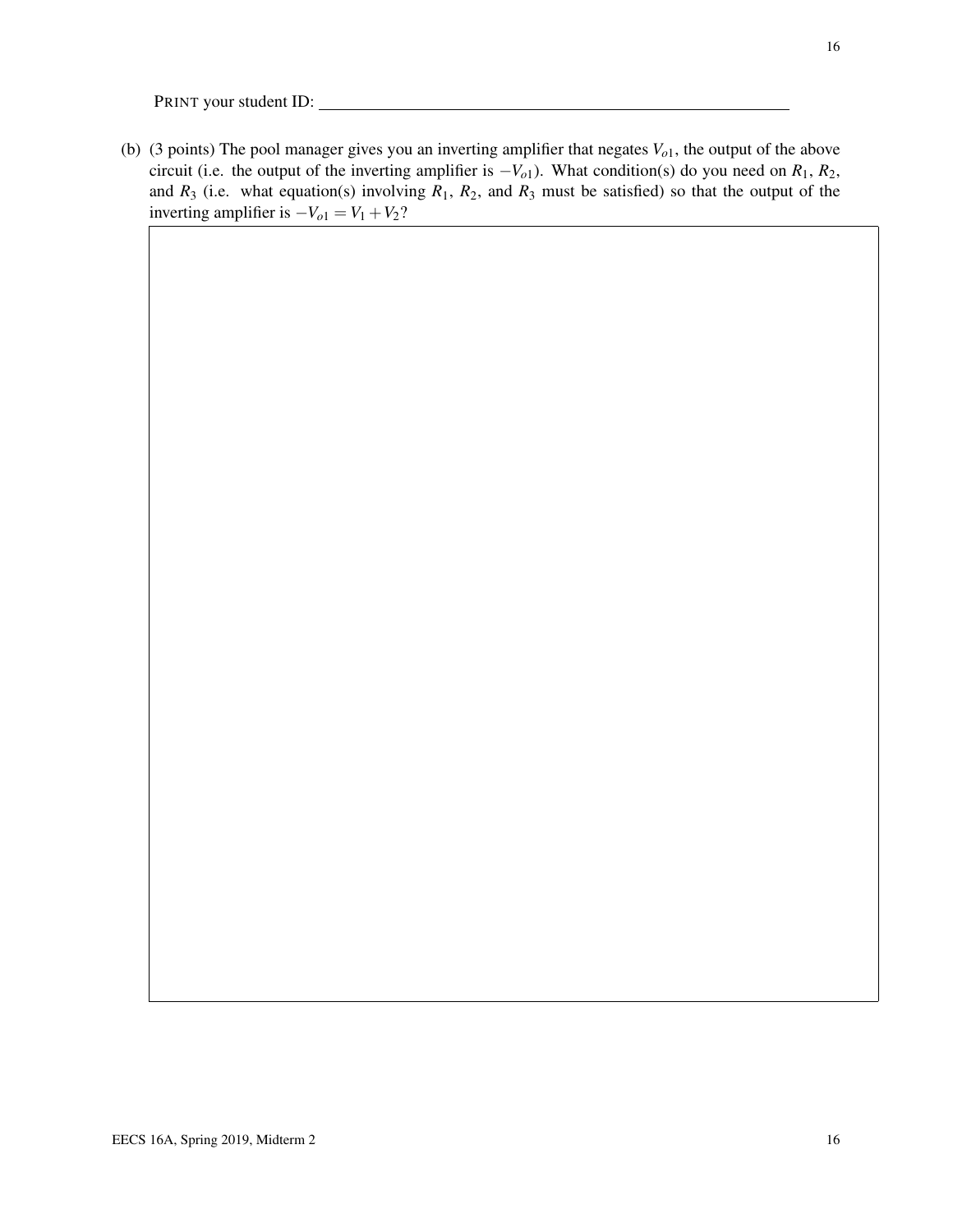PRINT your student ID: ______________________________

(b) (3 points) The pool manager gives you an inverting amplifier that negates $V_{o1}$, the output of the above circuit (i.e. the output of the inverting amplifier is $-V_{o1}$). What condition(s) do you need on $R_1$, $R_2$, and $R_3$ (i.e. what equation(s) involving $R_1$, $R_2$, and $R_3$ must be satisfied) so that the output of the inverting amplifier is $-V_{o1} = V_1 + V_2$?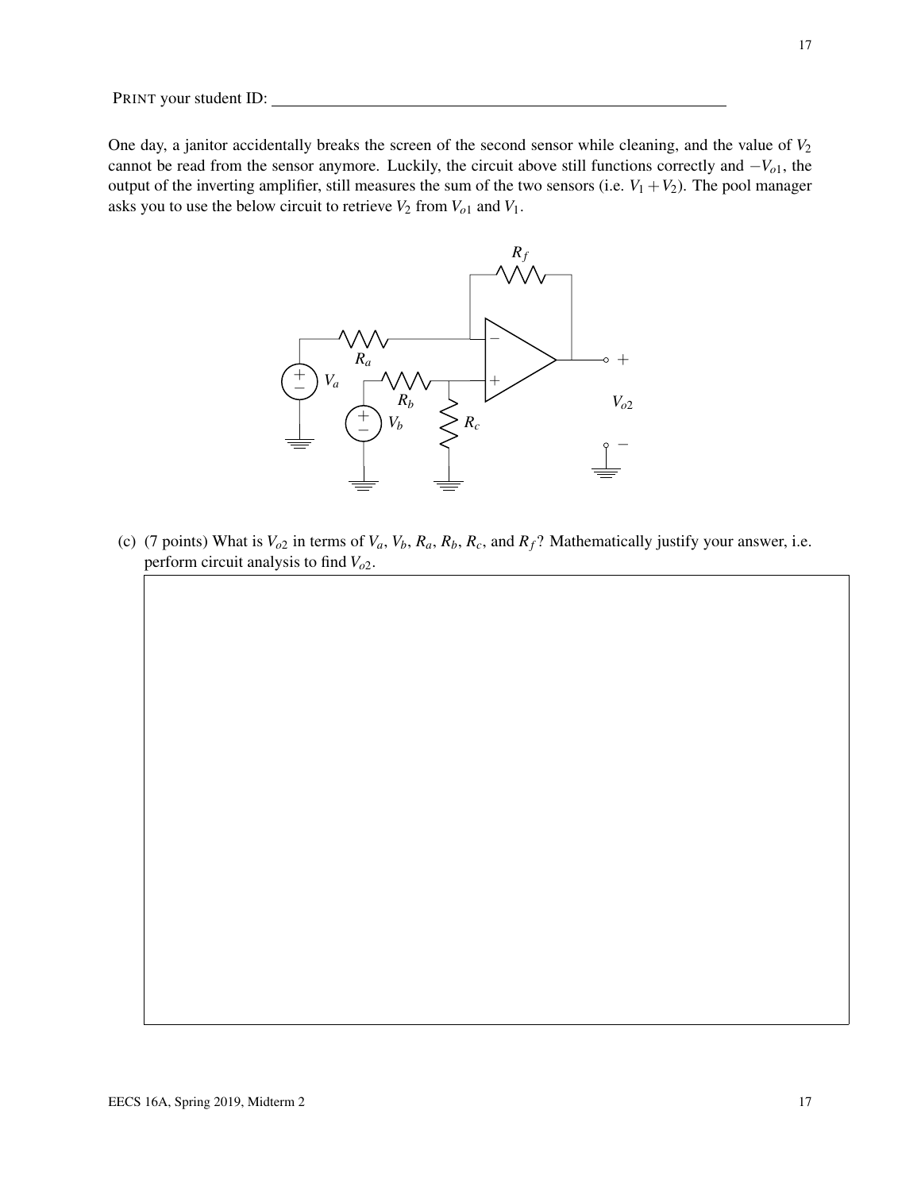PRINT your student ID: \_\_\_\_\_\_\_\_\_\_\_\_\_\_\_\_\_\_\_\_\_\_\_\_\_\_\_\_\_\_\_\_

One day, a janitor accidentally breaks the screen of the second sensor while cleaning, and the value of $V_2$ cannot be read from the sensor anymore. Luckily, the circuit above still functions correctly and $-V_{o1}$, the output of the inverting amplifier, still measures the sum of the two sensors (i.e. $V_1 + V_2$). The pool manager asks you to use the below circuit to retrieve $V_2$ from $V_{o1}$ and $V_1$.

(c) (7 points) What is $V_{o2}$ in terms of $V_a$, $V_b$, $R_a$, $R_b$, $R_c$, and $R_f$? Mathematically justify your answer, i.e. perform circuit analysis to find $V_{o2}$.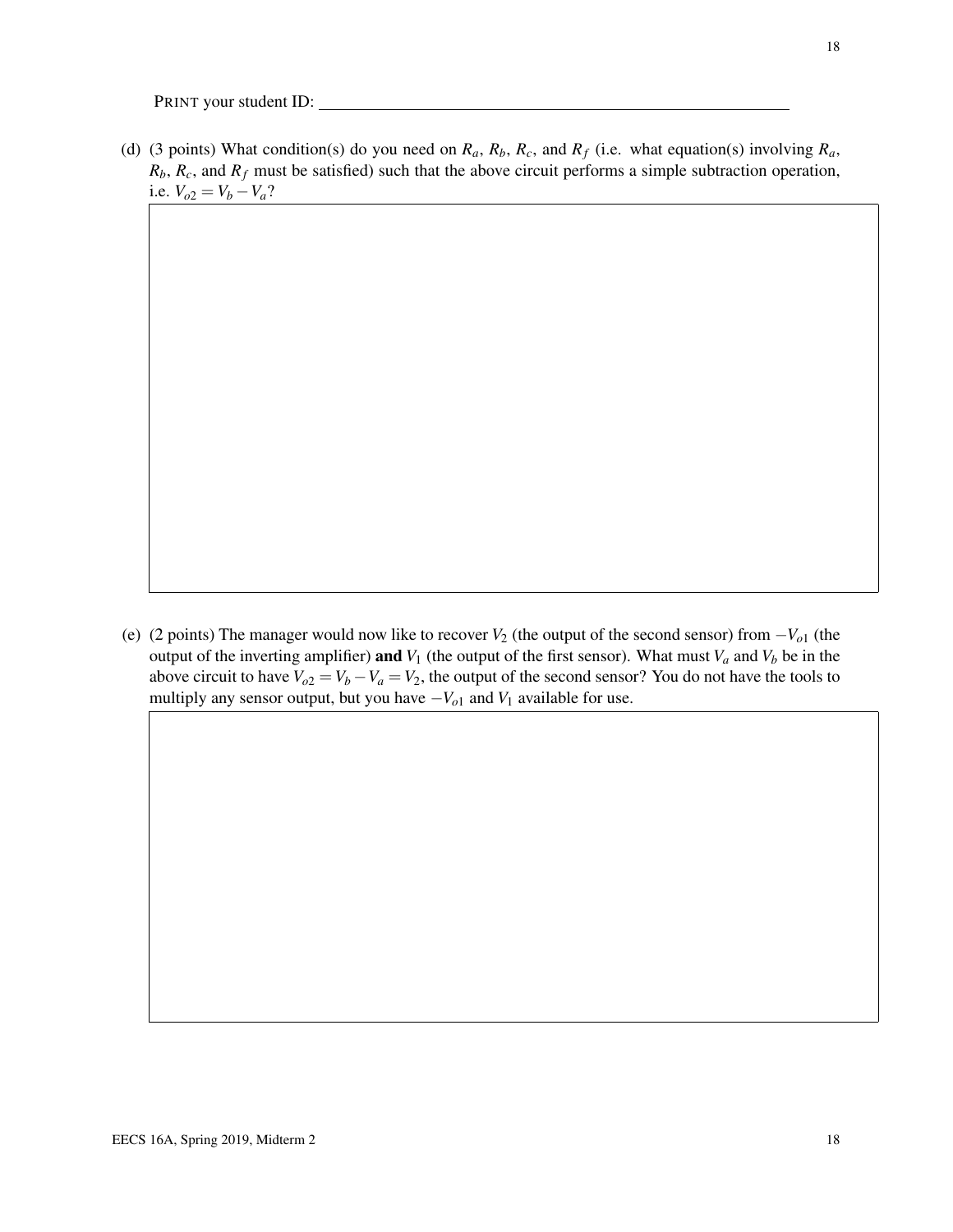PRINT your student ID: ______________________________

(d) (3 points) What condition(s) do you need on $R_a$, $R_b$, $R_c$, and $R_f$ (i.e. what equation(s) involving $R_a$, $R_b$, $R_c$, and $R_f$ must be satisfied) such that the above circuit performs a simple subtraction operation, i.e. $V_{o2} = V_b - V_a$?

(e) (2 points) The manager would now like to recover $V_2$ (the output of the second sensor) from $-V_{o1}$ (the output of the inverting amplifier) **and** $V_1$ (the output of the first sensor). What must $V_a$ and $V_b$ be in the above circuit to have $V_{o2} = V_b - V_a = V_2$, the output of the second sensor? You do not have the tools to multiply any sensor output, but you have $-V_{o1}$ and $V_1$ available for use.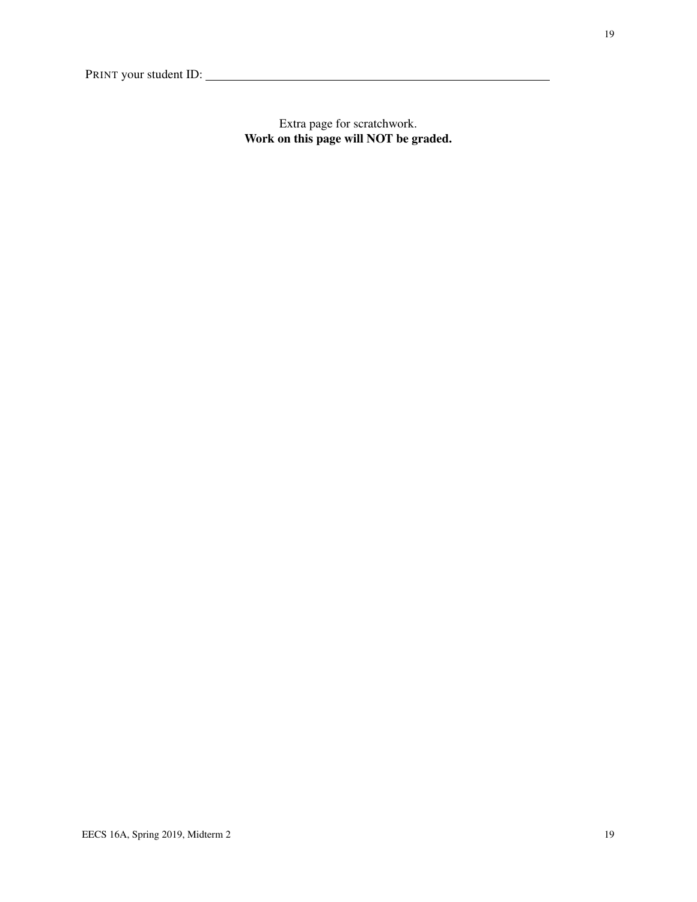PRINT your student ID: ________________________________________

Extra page for scratchwork.
**Work on this page will NOT be graded.**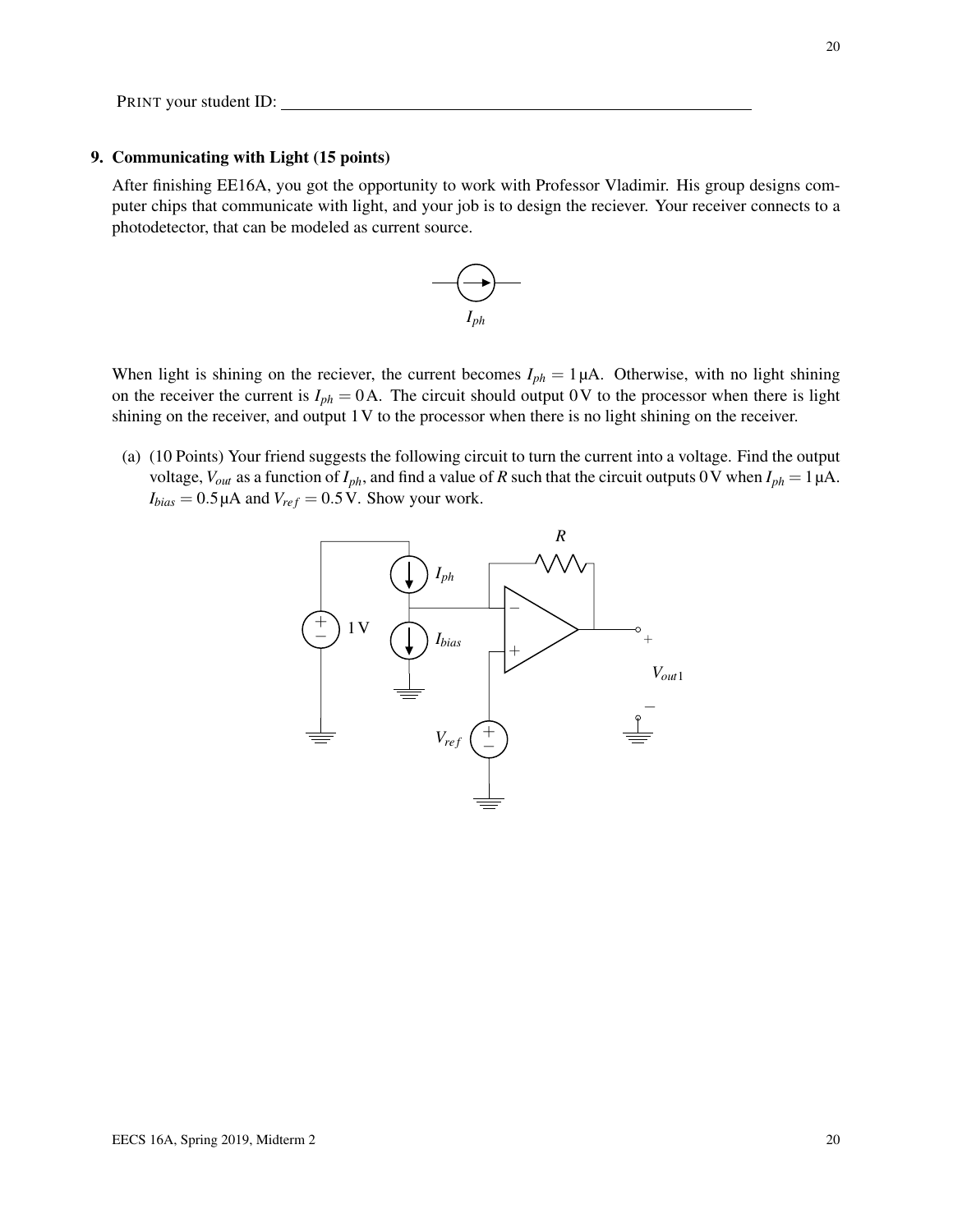PRINT your student ID: ______________________________

**9. Communicating with Light (15 points)**

After finishing EE16A, you got the opportunity to work with Professor Vladimir. His group designs computer chips that communicate with light, and your job is to design the reciever. Your receiver connects to a photodetector, that can be modeled as current source.

$I_{ph}$

When light is shining on the reciever, the current becomes $I_{ph} = 1\,\mu\text{A}$. Otherwise, with no light shining on the receiver the current is $I_{ph} = 0\,\text{A}$. The circuit should output $0\,\text{V}$ to the processor when there is light shining on the receiver, and output $1\,\text{V}$ to the processor when there is no light shining on the receiver.

(a) (10 Points) Your friend suggests the following circuit to turn the current into a voltage. Find the output voltage, $V_{out}$ as a function of $I_{ph}$, and find a value of $R$ such that the circuit outputs $0\,\text{V}$ when $I_{ph} = 1\,\mu\text{A}$. $I_{bias} = 0.5\,\mu\text{A}$ and $V_{ref} = 0.5\,\text{V}$. Show your work.

$R$, $I_{ph}$, $1\,\text{V}$, $I_{bias}$, $V_{ref}$, $V_{out1}$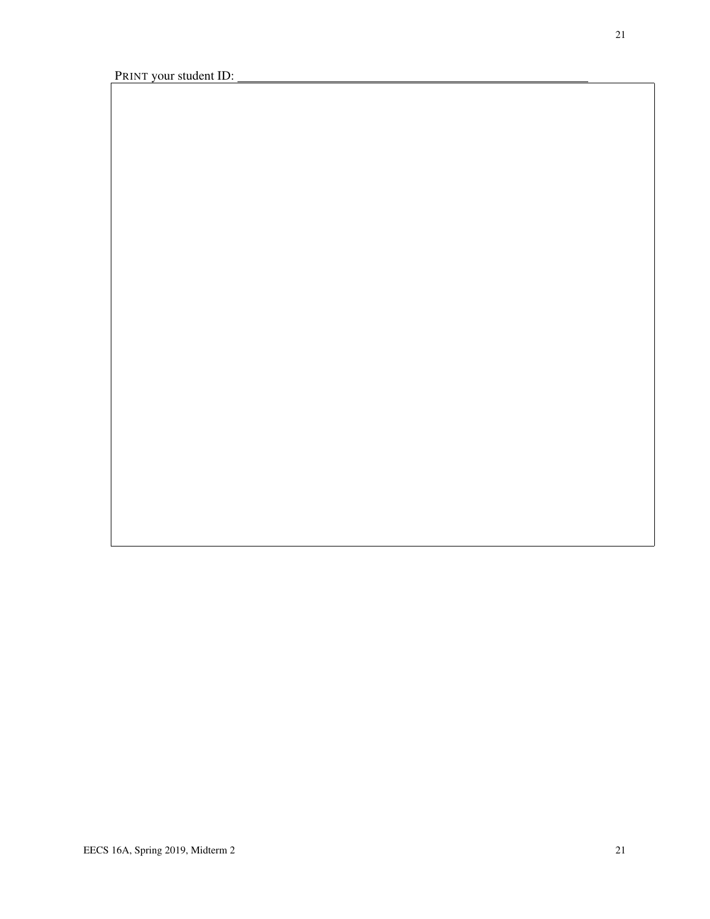PRINT your student ID: ______________________________________________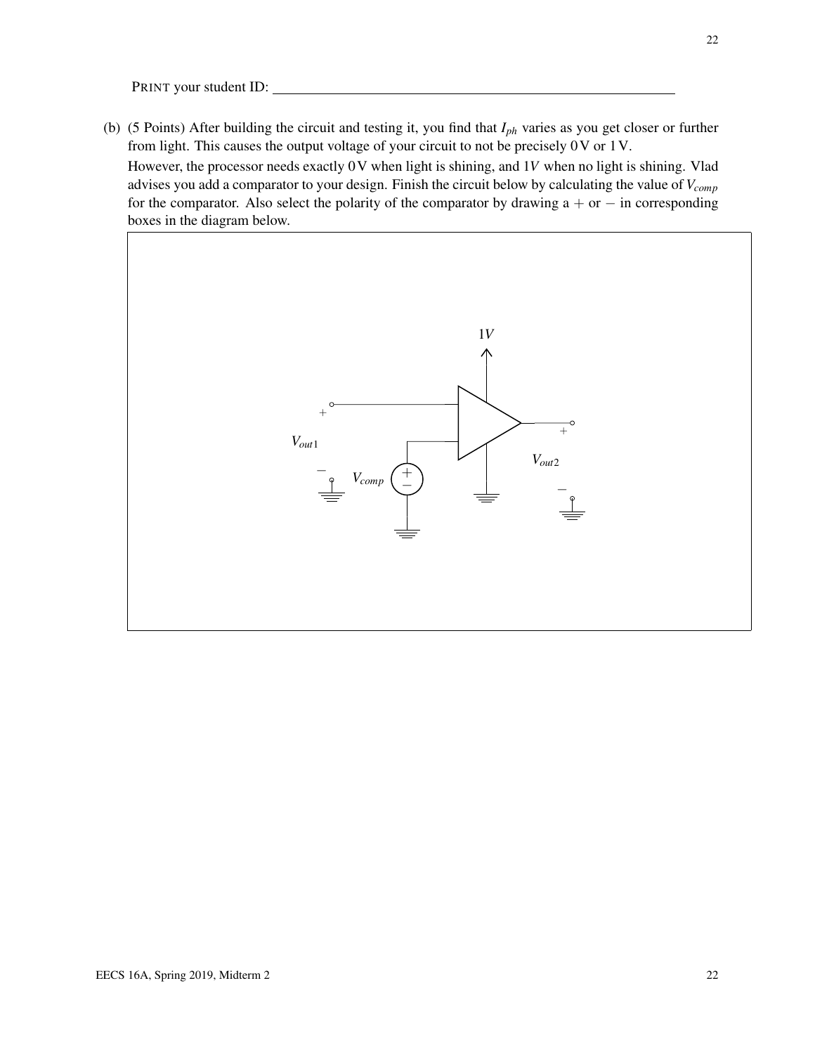PRINT your student ID: ______________________________

(b) (5 Points) After building the circuit and testing it, you find that $I_{ph}$ varies as you get closer or further from light. This causes the output voltage of your circuit to not be precisely 0 V or 1 V.

However, the processor needs exactly 0 V when light is shining, and $1V$ when no light is shining. Vlad advises you add a comparator to your design. Finish the circuit below by calculating the value of $V_{comp}$ for the comparator. Also select the polarity of the comparator by drawing a $+$ or $-$ in corresponding boxes in the diagram below.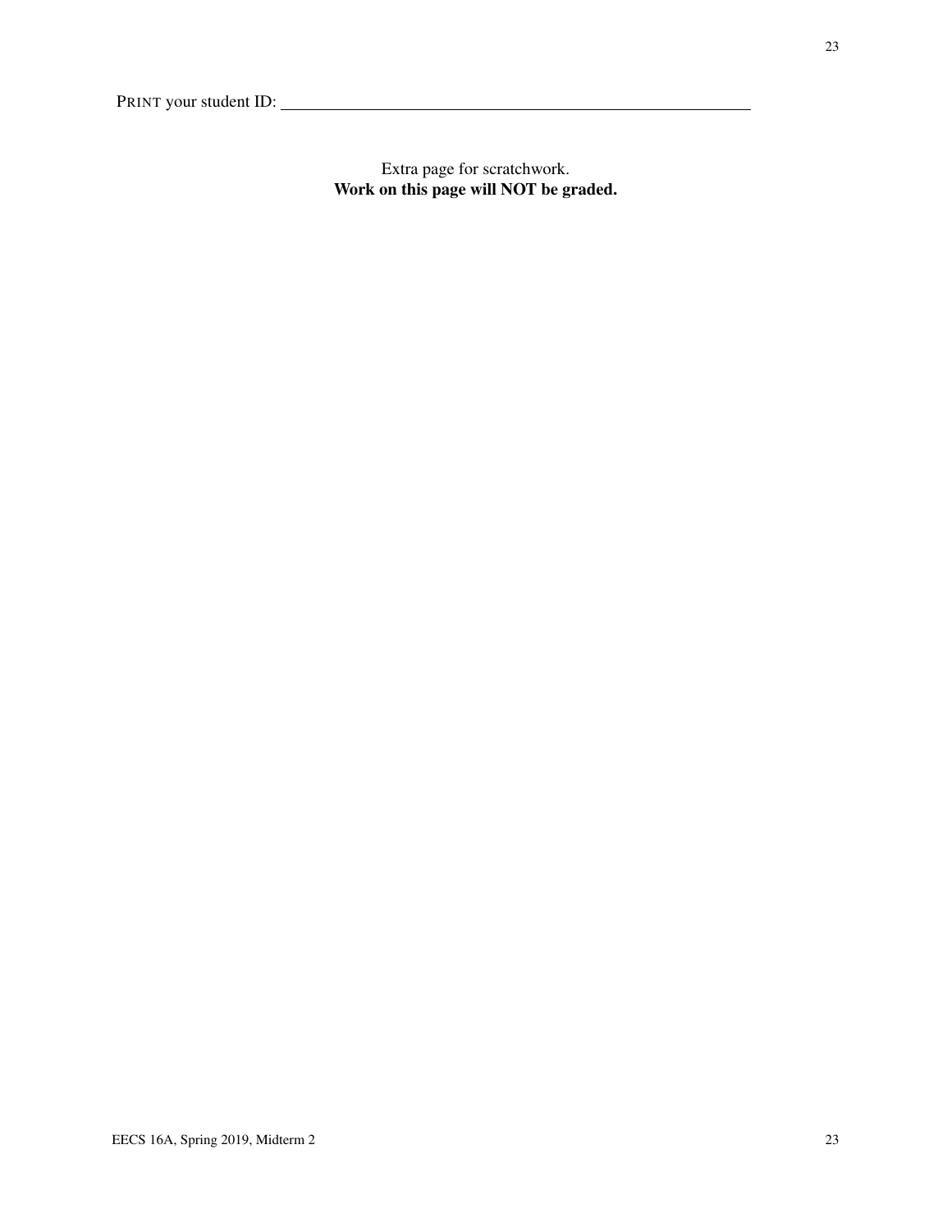PRINT your student ID: ________________________

Extra page for scratchwork.
**Work on this page will NOT be graded.**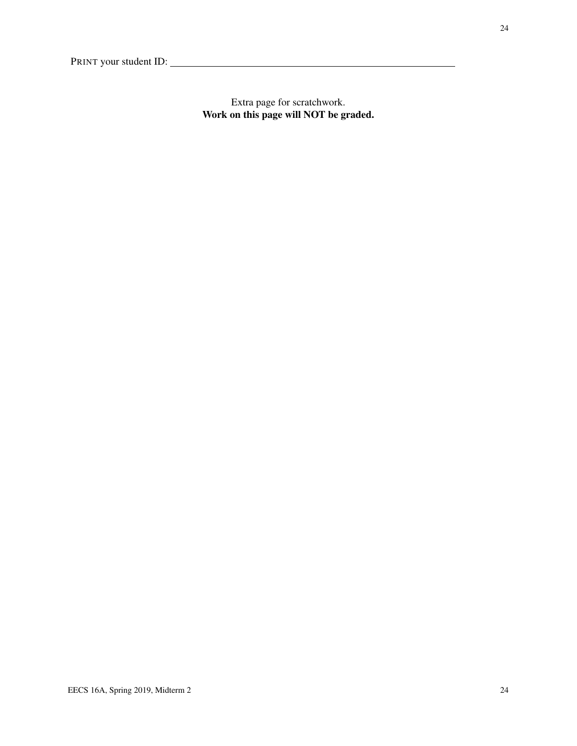PRINT your student ID: ________________________________________________

Extra page for scratchwork.
**Work on this page will NOT be graded.**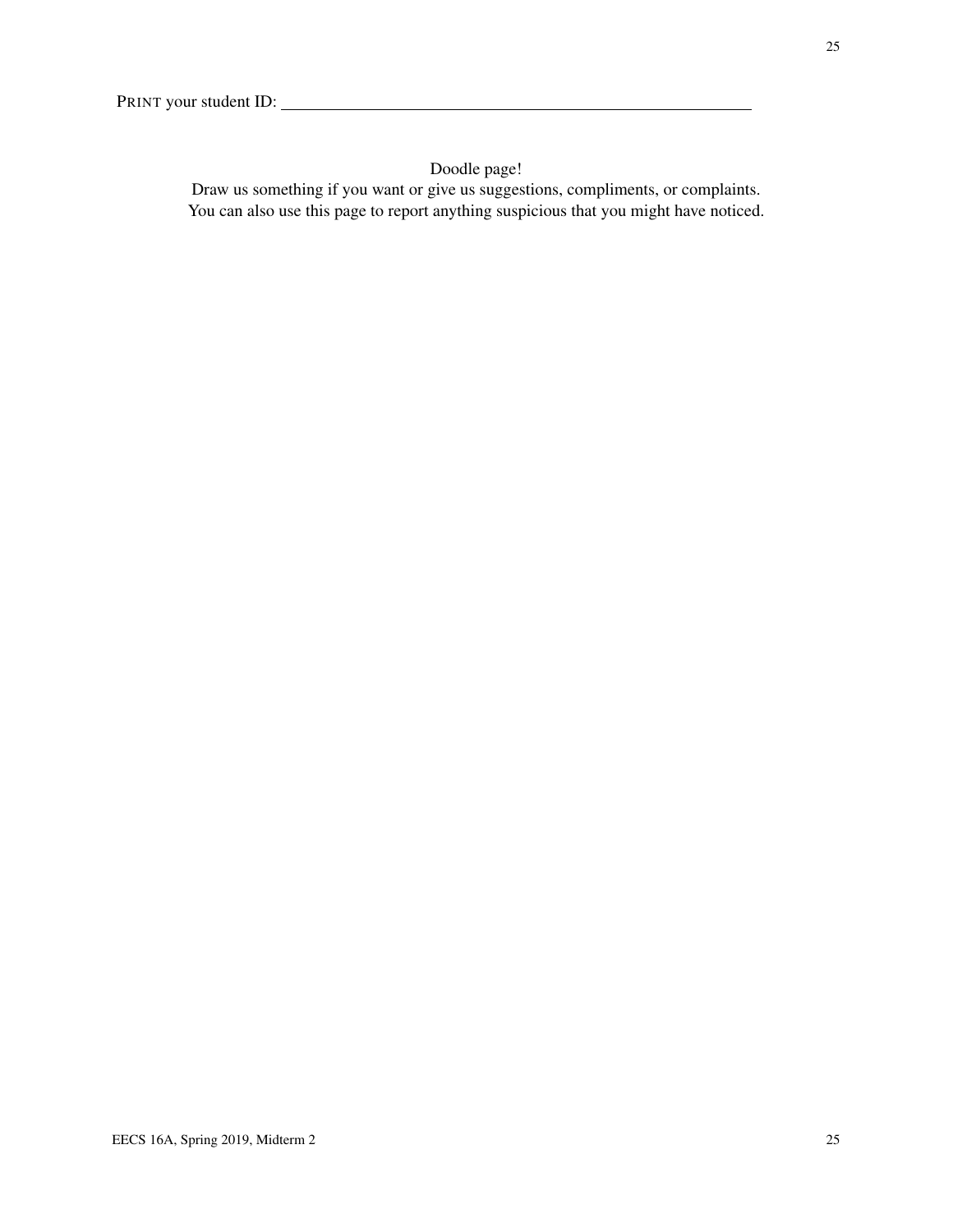PRINT your student ID: ____________________

Doodle page!

Draw us something if you want or give us suggestions, compliments, or complaints.
You can also use this page to report anything suspicious that you might have noticed.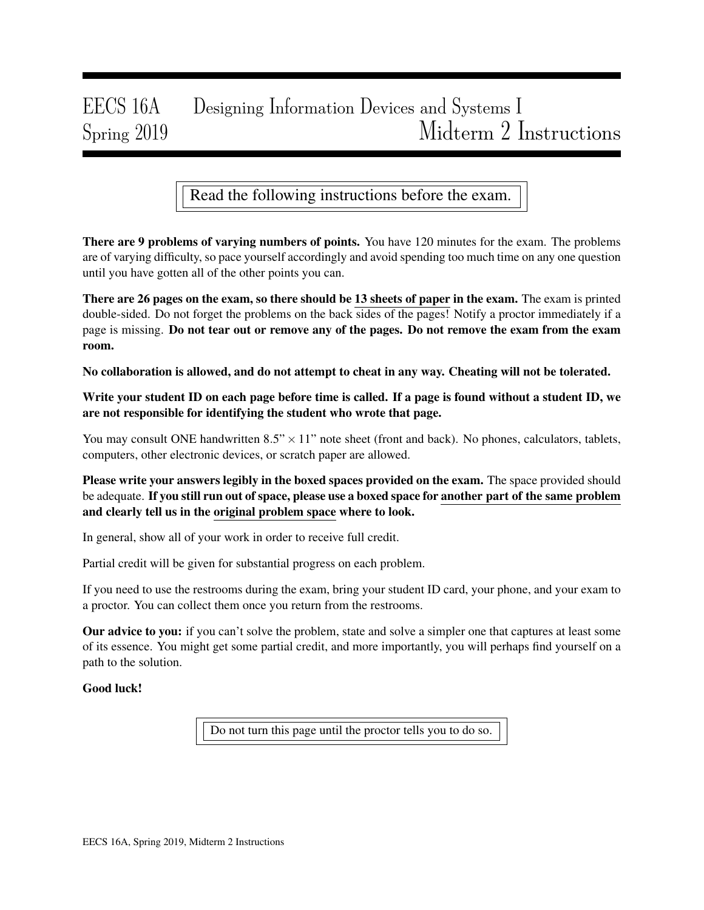# EECS 16A Designing Information Devices and Systems I
# Spring 2019 Midterm 2 Instructions

Read the following instructions before the exam.

**There are 9 problems of varying numbers of points.** You have 120 minutes for the exam. The problems are of varying difficulty, so pace yourself accordingly and avoid spending too much time on any one question until you have gotten all of the other points you can.

**There are 26 pages on the exam, so there should be 13 sheets of paper in the exam.** The exam is printed double-sided. Do not forget the problems on the back sides of the pages! Notify a proctor immediately if a page is missing. **Do not tear out or remove any of the pages. Do not remove the exam from the exam room.**

**No collaboration is allowed, and do not attempt to cheat in any way. Cheating will not be tolerated.**

**Write your student ID on each page before time is called. If a page is found without a student ID, we are not responsible for identifying the student who wrote that page.**

You may consult ONE handwritten 8.5" $\times$ 11" note sheet (front and back). No phones, calculators, tablets, computers, other electronic devices, or scratch paper are allowed.

**Please write your answers legibly in the boxed spaces provided on the exam.** The space provided should be adequate. **If you still run out of space, please use a boxed space for another part of the same problem and clearly tell us in the original problem space where to look.**

In general, show all of your work in order to receive full credit.

Partial credit will be given for substantial progress on each problem.

If you need to use the restrooms during the exam, bring your student ID card, your phone, and your exam to a proctor. You can collect them once you return from the restrooms.

**Our advice to you:** if you can't solve the problem, state and solve a simpler one that captures at least some of its essence. You might get some partial credit, and more importantly, you will perhaps find yourself on a path to the solution.

**Good luck!**

Do not turn this page until the proctor tells you to do so.